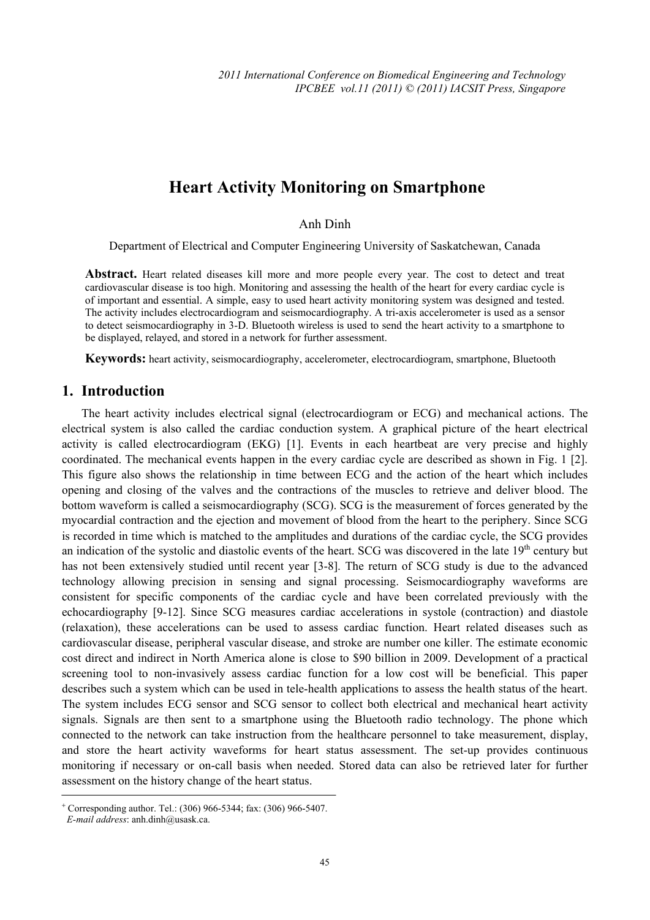# Heart Activity Monitoring on Smartphone

Anh Dinh

Department of Electrical and Computer Engineering University of Saskatchewan, Canada

**Abstract.** Heart related diseases kill more and more people every year. The cost to detect and treat cardiovascular disease is too high. Monitoring and assessing the health of the heart for every cardiac cycle is of important and essential. A simple, easy to used heart activity monitoring system was designed and tested. The activity includes electrocardiogram and seismocardiography. A tri-axis accelerometer is used as a sensor to detect seismocardiography in 3-D. Bluetooth wireless is used to send the heart activity to a smartphone to be displayed, relayed, and stored in a network for further assessment.

**Keywords:** heart activity, seismocardiography, accelerometer, electrocardiogram, smartphone, Bluetooth

## 1. Introduction

The heart activity includes electrical signal (electrocardiogram or ECG) and mechanical actions. The electrical system is also called the cardiac conduction system. A graphical picture of the heart electrical activity is called electrocardiogram (EKG) [1]. Events in each heartbeat are very precise and highly coordinated. The mechanical events happen in the every cardiac cycle are described as shown in Fig. 1 [2]. This figure also shows the relationship in time between ECG and the action of the heart which includes opening and closing of the valves and the contractions of the muscles to retrieve and deliver blood. The bottom waveform is called a seismocardiography (SCG). SCG is the measurement of forces generated by the myocardial contraction and the ejection and movement of blood from the heart to the periphery. Since SCG is recorded in time which is matched to the amplitudes and durations of the cardiac cycle, the SCG provides an indication of the systolic and diastolic events of the heart. SCG was discovered in the late 19th century but has not been extensively studied until recent year [3-8]. The return of SCG study is due to the advanced technology allowing precision in sensing and signal processing. Seismocardiography waveforms are consistent for specific components of the cardiac cycle and have been correlated previously with the echocardiography [9-12]. Since SCG measures cardiac accelerations in systole (contraction) and diastole (relaxation), these accelerations can be used to assess cardiac function. Heart related diseases such as cardiovascular disease, peripheral vascular disease, and stroke are number one killer. The estimate economic cost direct and indirect in North America alone is close to $90 billion in 2009. Development of a practical screening tool to non-invasively assess cardiac function for a low cost will be beneficial. This paper describes such a system which can be used in tele-health applications to assess the health status of the heart. The system includes ECG sensor and SCG sensor to collect both electrical and mechanical heart activity signals. Signals are then sent to a smartphone using the Bluetooth radio technology. The phone which connected to the network can take instruction from the healthcare personnel to take measurement, display, and store the heart activity waveforms for heart status assessment. The set-up provides continuous monitoring if necessary or on-call basis when needed. Stored data can also be retrieved later for further assessment on the history change of the heart status.

---

[+] Corresponding author. Tel.: (306) 966-5344; fax: (306) 966-5407.
*E-mail address*: anh.dinh@usask.ca.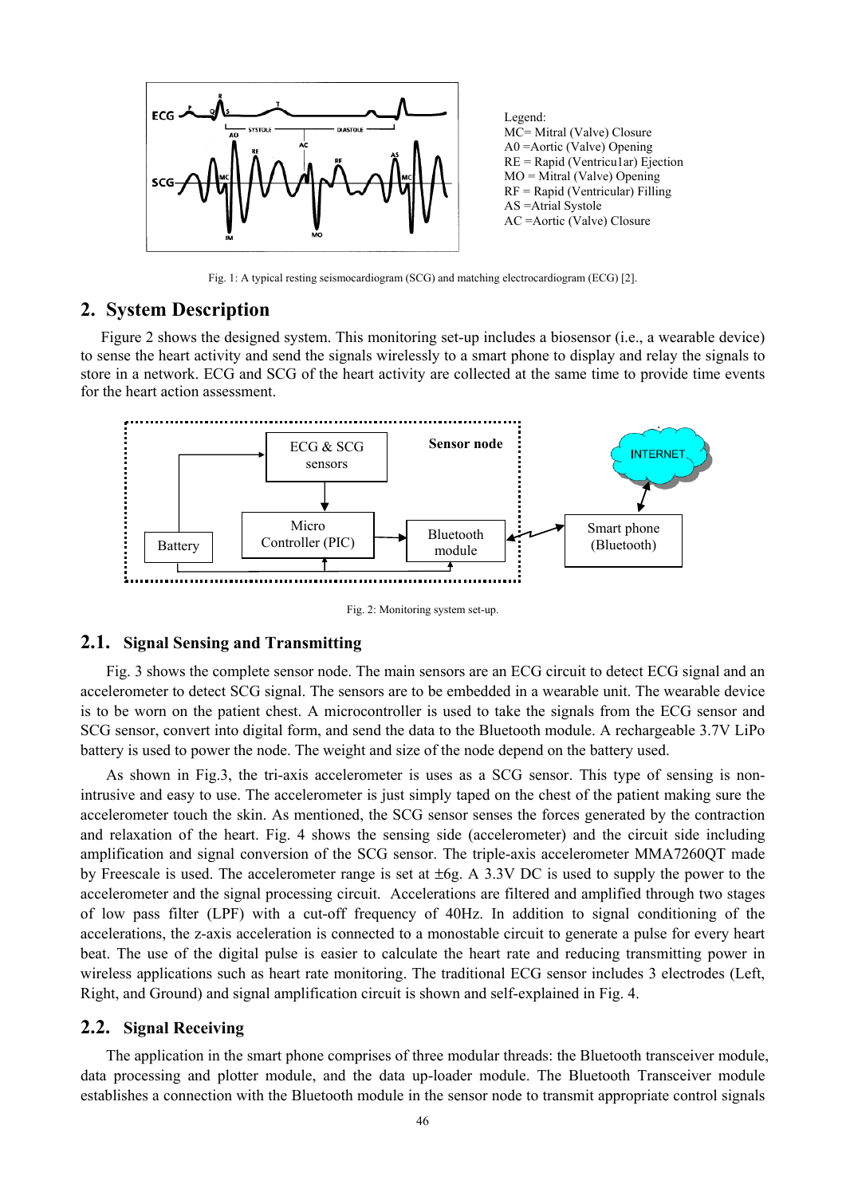Legend:
MC= Mitral (Valve) Closure
A0 =Aortic (Valve) Opening
RE = Rapid (Ventricu1ar) Ejection
MO = Mitral (Valve) Opening
RF = Rapid (Ventricular) Filling
AS =Atrial Systole
AC =Aortic (Valve) Closure

Fig. 1: A typical resting seismocardiogram (SCG) and matching electrocardiogram (ECG) [2].

## 2. System Description

Figure 2 shows the designed system. This monitoring set-up includes a biosensor (i.e., a wearable device) to sense the heart activity and send the signals wirelessly to a smart phone to display and relay the signals to store in a network. ECG and SCG of the heart activity are collected at the same time to provide time events for the heart action assessment.

Fig. 2: Monitoring system set-up.

### 2.1. Signal Sensing and Transmitting

Fig. 3 shows the complete sensor node. The main sensors are an ECG circuit to detect ECG signal and an accelerometer to detect SCG signal. The sensors are to be embedded in a wearable unit. The wearable device is to be worn on the patient chest. A microcontroller is used to take the signals from the ECG sensor and SCG sensor, convert into digital form, and send the data to the Bluetooth module. A rechargeable 3.7V LiPo battery is used to power the node. The weight and size of the node depend on the battery used.

As shown in Fig.3, the tri-axis accelerometer is uses as a SCG sensor. This type of sensing is non-intrusive and easy to use. The accelerometer is just simply taped on the chest of the patient making sure the accelerometer touch the skin. As mentioned, the SCG sensor senses the forces generated by the contraction and relaxation of the heart. Fig. 4 shows the sensing side (accelerometer) and the circuit side including amplification and signal conversion of the SCG sensor. The triple-axis accelerometer MMA7260QT made by Freescale is used. The accelerometer range is set at ±6g. A 3.3V DC is used to supply the power to the accelerometer and the signal processing circuit. Accelerations are filtered and amplified through two stages of low pass filter (LPF) with a cut-off frequency of 40Hz. In addition to signal conditioning of the accelerations, the z-axis acceleration is connected to a monostable circuit to generate a pulse for every heart beat. The use of the digital pulse is easier to calculate the heart rate and reducing transmitting power in wireless applications such as heart rate monitoring. The traditional ECG sensor includes 3 electrodes (Left, Right, and Ground) and signal amplification circuit is shown and self-explained in Fig. 4.

### 2.2. Signal Receiving

The application in the smart phone comprises of three modular threads: the Bluetooth transceiver module, data processing and plotter module, and the data up-loader module. The Bluetooth Transceiver module establishes a connection with the Bluetooth module in the sensor node to transmit appropriate control signals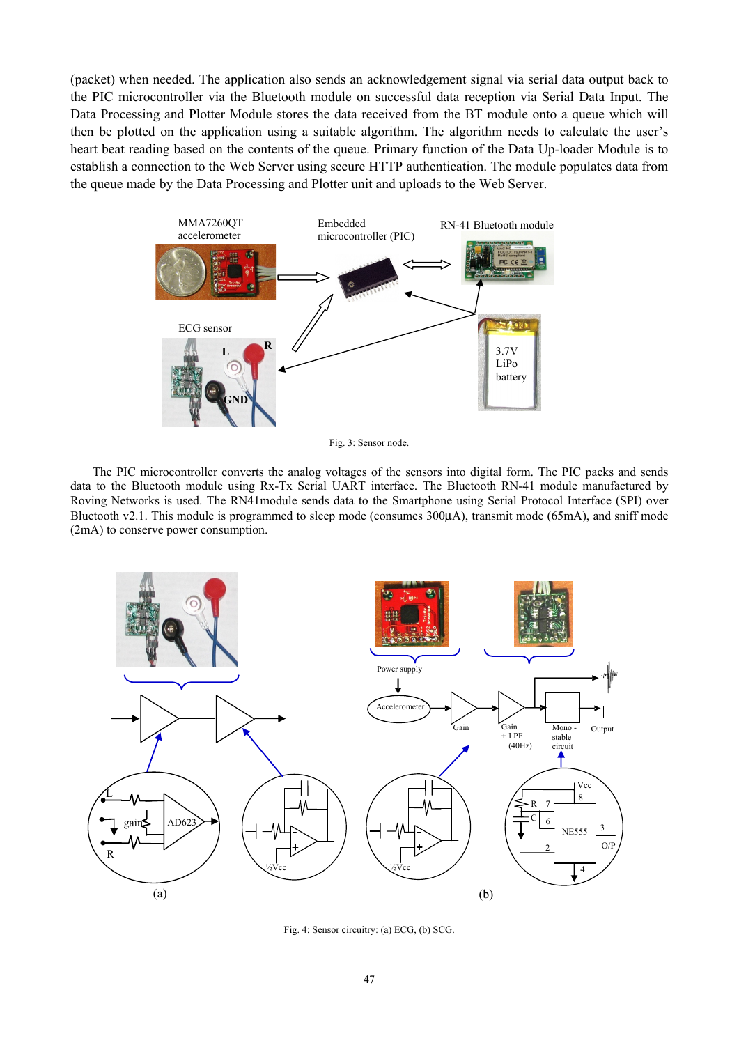(packet) when needed. The application also sends an acknowledgement signal via serial data output back to the PIC microcontroller via the Bluetooth module on successful data reception via Serial Data Input. The Data Processing and Plotter Module stores the data received from the BT module onto a queue which will then be plotted on the application using a suitable algorithm. The algorithm needs to calculate the user's heart beat reading based on the contents of the queue. Primary function of the Data Up-loader Module is to establish a connection to the Web Server using secure HTTP authentication. The module populates data from the queue made by the Data Processing and Plotter unit and uploads to the Web Server.

Fig. 3: Sensor node.

The PIC microcontroller converts the analog voltages of the sensors into digital form. The PIC packs and sends data to the Bluetooth module using Rx-Tx Serial UART interface. The Bluetooth RN-41 module manufactured by Roving Networks is used. The RN41module sends data to the Smartphone using Serial Protocol Interface (SPI) over Bluetooth v2.1. This module is programmed to sleep mode (consumes 300μA), transmit mode (65mA), and sniff mode (2mA) to conserve power consumption.

Fig. 4: Sensor circuitry: (a) ECG, (b) SCG.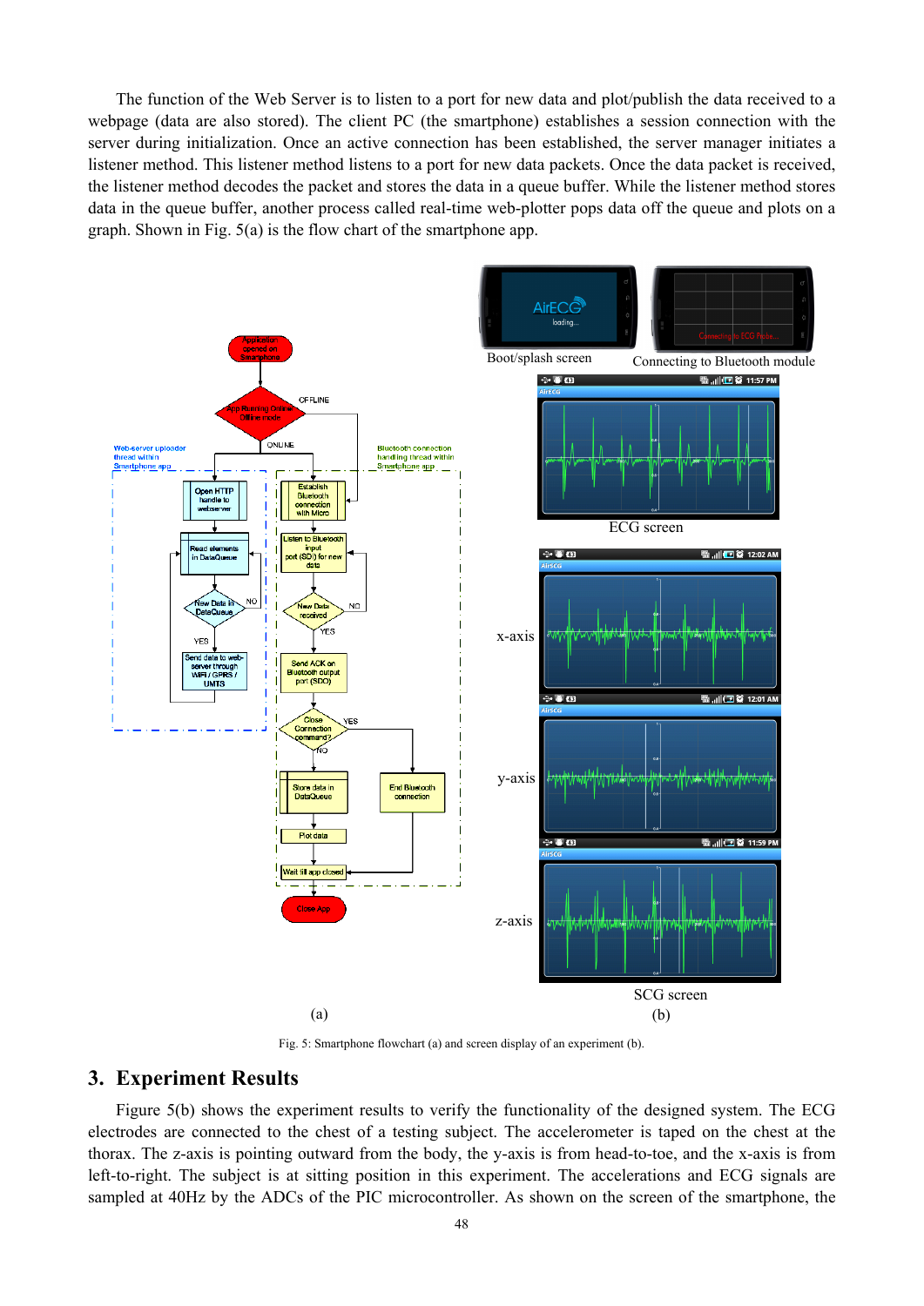The function of the Web Server is to listen to a port for new data and plot/publish the data received to a webpage (data are also stored). The client PC (the smartphone) establishes a session connection with the server during initialization. Once an active connection has been established, the server manager initiates a listener method. This listener method listens to a port for new data packets. Once the data packet is received, the listener method decodes the packet and stores the data in a queue buffer. While the listener method stores data in the queue buffer, another process called real-time web-plotter pops data off the queue and plots on a graph. Shown in Fig. 5(a) is the flow chart of the smartphone app.

Fig. 5: Smartphone flowchart (a) and screen display of an experiment (b).

## 3. Experiment Results

Figure 5(b) shows the experiment results to verify the functionality of the designed system. The ECG electrodes are connected to the chest of a testing subject. The accelerometer is taped on the chest at the thorax. The z-axis is pointing outward from the body, the y-axis is from head-to-toe, and the x-axis is from left-to-right. The subject is at sitting position in this experiment. The accelerations and ECG signals are sampled at 40Hz by the ADCs of the PIC microcontroller. As shown on the screen of the smartphone, the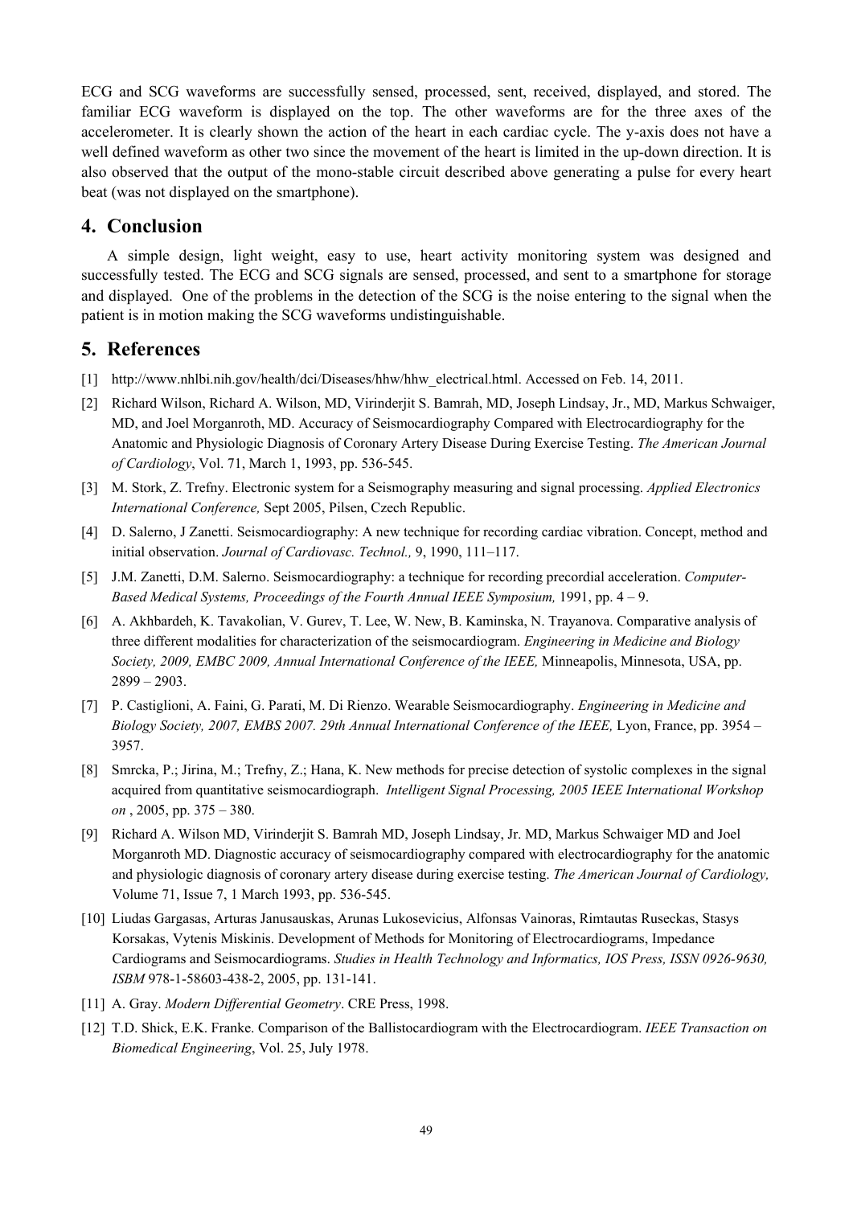ECG and SCG waveforms are successfully sensed, processed, sent, received, displayed, and stored. The familiar ECG waveform is displayed on the top. The other waveforms are for the three axes of the accelerometer. It is clearly shown the action of the heart in each cardiac cycle. The y-axis does not have a well defined waveform as other two since the movement of the heart is limited in the up-down direction. It is also observed that the output of the mono-stable circuit described above generating a pulse for every heart beat (was not displayed on the smartphone).

## 4. Conclusion

A simple design, light weight, easy to use, heart activity monitoring system was designed and successfully tested. The ECG and SCG signals are sensed, processed, and sent to a smartphone for storage and displayed. One of the problems in the detection of the SCG is the noise entering to the signal when the patient is in motion making the SCG waveforms undistinguishable.

## 5. References

[1] http://www.nhlbi.nih.gov/health/dci/Diseases/hhw/hhw_electrical.html. Accessed on Feb. 14, 2011.

[2] Richard Wilson, Richard A. Wilson, MD, Virinderjit S. Bamrah, MD, Joseph Lindsay, Jr., MD, Markus Schwaiger, MD, and Joel Morganroth, MD. Accuracy of Seismocardiography Compared with Electrocardiography for the Anatomic and Physiologic Diagnosis of Coronary Artery Disease During Exercise Testing. *The American Journal of Cardiology*, Vol. 71, March 1, 1993, pp. 536-545.

[3] M. Stork, Z. Trefny. Electronic system for a Seismography measuring and signal processing. *Applied Electronics International Conference,* Sept 2005, Pilsen, Czech Republic.

[4] D. Salerno, J Zanetti. Seismocardiography: A new technique for recording cardiac vibration. Concept, method and initial observation. *Journal of Cardiovasc. Technol.,* 9, 1990, 111–117.

[5] J.M. Zanetti, D.M. Salerno. Seismocardiography: a technique for recording precordial acceleration. *Computer-Based Medical Systems, Proceedings of the Fourth Annual IEEE Symposium,* 1991, pp. 4 – 9.

[6] A. Akhbardeh, K. Tavakolian, V. Gurev, T. Lee, W. New, B. Kaminska, N. Trayanova. Comparative analysis of three different modalities for characterization of the seismocardiogram. *Engineering in Medicine and Biology Society, 2009, EMBC 2009, Annual International Conference of the IEEE,* Minneapolis, Minnesota, USA, pp. 2899 – 2903.

[7] P. Castiglioni, A. Faini, G. Parati, M. Di Rienzo. Wearable Seismocardiography. *Engineering in Medicine and Biology Society, 2007, EMBS 2007. 29th Annual International Conference of the IEEE,* Lyon, France, pp. 3954 – 3957.

[8] Smrcka, P.; Jirina, M.; Trefny, Z.; Hana, K. New methods for precise detection of systolic complexes in the signal acquired from quantitative seismocardiograph. *Intelligent Signal Processing, 2005 IEEE International Workshop on* , 2005, pp. 375 – 380.

[9] Richard A. Wilson MD, Virinderjit S. Bamrah MD, Joseph Lindsay, Jr. MD, Markus Schwaiger MD and Joel Morganroth MD. Diagnostic accuracy of seismocardiography compared with electrocardiography for the anatomic and physiologic diagnosis of coronary artery disease during exercise testing. *The American Journal of Cardiology,* Volume 71, Issue 7, 1 March 1993, pp. 536-545.

[10] Liudas Gargasas, Arturas Janusauskas, Arunas Lukosevicius, Alfonsas Vainoras, Rimtautas Ruseckas, Stasys Korsakas, Vytenis Miskinis. Development of Methods for Monitoring of Electrocardiograms, Impedance Cardiograms and Seismocardiograms. *Studies in Health Technology and Informatics, IOS Press, ISSN 0926-9630, ISBM* 978-1-58603-438-2, 2005, pp. 131-141.

[11] A. Gray. *Modern Differential Geometry*. CRE Press, 1998.

[12] T.D. Shick, E.K. Franke. Comparison of the Ballistocardiogram with the Electrocardiogram. *IEEE Transaction on Biomedical Engineering*, Vol. 25, July 1978.